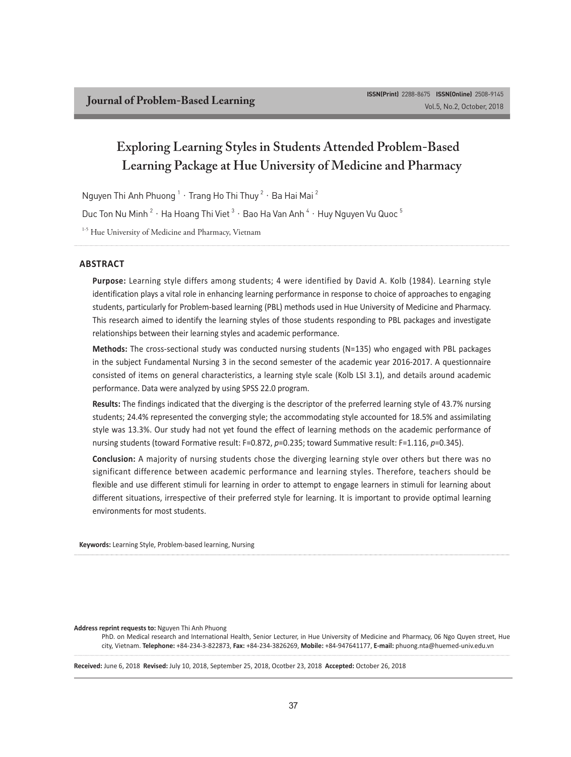# Exploring Learning Styles in Students Attended Problem-Based Learning Package at Hue University of Medicine and Pharmacy

Nguyen Thi Anh Phuong [1] · Trang Ho Thi Thuy [2] · Ba Hai Mai [2]

Duc Ton Nu Minh [2] · Ha Hoang Thi Viet [3] · Bao Ha Van Anh [4] · Huy Nguyen Vu Quoc [5]

[1-5] Hue University of Medicine and Pharmacy, Vietnam

## ABSTRACT

**Purpose:** Learning style differs among students; 4 were identified by David A. Kolb (1984). Learning style identification plays a vital role in enhancing learning performance in response to choice of approaches to engaging students, particularly for Problem-based learning (PBL) methods used in Hue University of Medicine and Pharmacy. This research aimed to identify the learning styles of those students responding to PBL packages and investigate relationships between their learning styles and academic performance.

**Methods:** The cross-sectional study was conducted nursing students (N=135) who engaged with PBL packages in the subject Fundamental Nursing 3 in the second semester of the academic year 2016-2017. A questionnaire consisted of items on general characteristics, a learning style scale (Kolb LSI 3.1), and details around academic performance. Data were analyzed by using SPSS 22.0 program.

**Results:** The findings indicated that the diverging is the descriptor of the preferred learning style of 43.7% nursing students; 24.4% represented the converging style; the accommodating style accounted for 18.5% and assimilating style was 13.3%. Our study had not yet found the effect of learning methods on the academic performance of nursing students (toward Formative result: $F=0.872$, $p=0.235$; toward Summative result: $F=1.116$, $p=0.345$).

**Conclusion:** A majority of nursing students chose the diverging learning style over others but there was no significant difference between academic performance and learning styles. Therefore, teachers should be flexible and use different stimuli for learning in order to attempt to engage learners in stimuli for learning about different situations, irrespective of their preferred style for learning. It is important to provide optimal learning environments for most students.

**Keywords:** Learning Style, Problem-based learning, Nursing

---

**Address reprint requests to:** Nguyen Thi Anh Phuong

PhD. on Medical research and International Health, Senior Lecturer, in Hue University of Medicine and Pharmacy, 06 Ngo Quyen street, Hue city, Vietnam. **Telephone:** +84-234-3-822873, **Fax:** +84-234-3826269, **Mobile:** +84-947641177, **E-mail:** phuong.nta@huemed-univ.edu.vn

**Received:** June 6, 2018 **Revised:** July 10, 2018, September 25, 2018, Ocotber 23, 2018 **Accepted:** October 26, 2018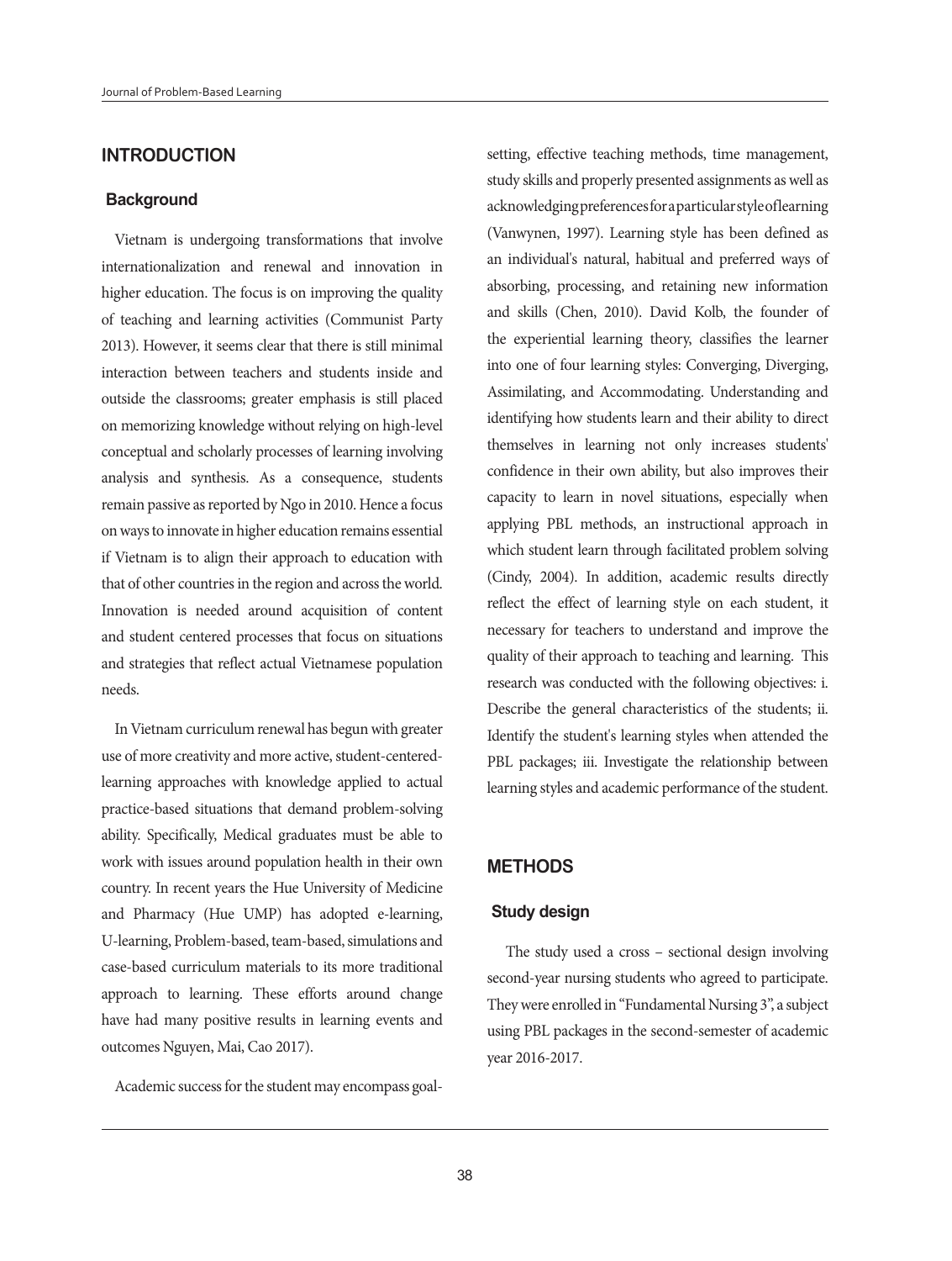## INTRODUCTION

### Background

Vietnam is undergoing transformations that involve internationalization and renewal and innovation in higher education. The focus is on improving the quality of teaching and learning activities (Communist Party 2013). However, it seems clear that there is still minimal interaction between teachers and students inside and outside the classrooms; greater emphasis is still placed on memorizing knowledge without relying on high-level conceptual and scholarly processes of learning involving analysis and synthesis. As a consequence, students remain passive as reported by Ngo in 2010. Hence a focus on ways to innovate in higher education remains essential if Vietnam is to align their approach to education with that of other countries in the region and across the world. Innovation is needed around acquisition of content and student centered processes that focus on situations and strategies that reflect actual Vietnamese population needs.

In Vietnam curriculum renewal has begun with greater use of more creativity and more active, student-centered-learning approaches with knowledge applied to actual practice-based situations that demand problem-solving ability. Specifically, Medical graduates must be able to work with issues around population health in their own country. In recent years the Hue University of Medicine and Pharmacy (Hue UMP) has adopted e-learning, U-learning, Problem-based, team-based, simulations and case-based curriculum materials to its more traditional approach to learning. These efforts around change have had many positive results in learning events and outcomes Nguyen, Mai, Cao 2017).

Academic success for the student may encompass goal-setting, effective teaching methods, time management, study skills and properly presented assignments as well as acknowledging preferences for a particular style of learning (Vanwynen, 1997). Learning style has been defined as an individual's natural, habitual and preferred ways of absorbing, processing, and retaining new information and skills (Chen, 2010). David Kolb, the founder of the experiential learning theory, classifies the learner into one of four learning styles: Converging, Diverging, Assimilating, and Accommodating. Understanding and identifying how students learn and their ability to direct themselves in learning not only increases students' confidence in their own ability, but also improves their capacity to learn in novel situations, especially when applying PBL methods, an instructional approach in which student learn through facilitated problem solving (Cindy, 2004). In addition, academic results directly reflect the effect of learning style on each student, it necessary for teachers to understand and improve the quality of their approach to teaching and learning. This research was conducted with the following objectives: i. Describe the general characteristics of the students; ii. Identify the student's learning styles when attended the PBL packages; iii. Investigate the relationship between learning styles and academic performance of the student.

## METHODS

### Study design

The study used a cross – sectional design involving second-year nursing students who agreed to participate. They were enrolled in "Fundamental Nursing 3", a subject using PBL packages in the second-semester of academic year 2016-2017.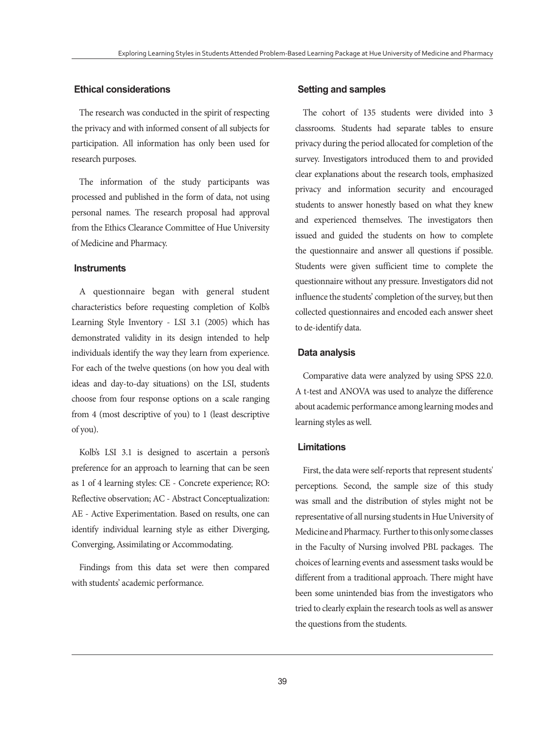### Ethical considerations

The research was conducted in the spirit of respecting the privacy and with informed consent of all subjects for participation. All information has only been used for research purposes.

The information of the study participants was processed and published in the form of data, not using personal names. The research proposal had approval from the Ethics Clearance Committee of Hue University of Medicine and Pharmacy.

### Instruments

A questionnaire began with general student characteristics before requesting completion of Kolb's Learning Style Inventory - LSI 3.1 (2005) which has demonstrated validity in its design intended to help individuals identify the way they learn from experience. For each of the twelve questions (on how you deal with ideas and day-to-day situations) on the LSI, students choose from four response options on a scale ranging from 4 (most descriptive of you) to 1 (least descriptive of you).

Kolb's LSI 3.1 is designed to ascertain a person's preference for an approach to learning that can be seen as 1 of 4 learning styles: CE - Concrete experience; RO: Reflective observation; AC - Abstract Conceptualization: AE - Active Experimentation. Based on results, one can identify individual learning style as either Diverging, Converging, Assimilating or Accommodating.

Findings from this data set were then compared with students' academic performance.

### Setting and samples

The cohort of 135 students were divided into 3 classrooms. Students had separate tables to ensure privacy during the period allocated for completion of the survey. Investigators introduced them to and provided clear explanations about the research tools, emphasized privacy and information security and encouraged students to answer honestly based on what they knew and experienced themselves. The investigators then issued and guided the students on how to complete the questionnaire and answer all questions if possible. Students were given sufficient time to complete the questionnaire without any pressure. Investigators did not influence the students' completion of the survey, but then collected questionnaires and encoded each answer sheet to de-identify data.

### Data analysis

Comparative data were analyzed by using SPSS 22.0. A t-test and ANOVA was used to analyze the difference about academic performance among learning modes and learning styles as well.

### Limitations

First, the data were self-reports that represent students' perceptions. Second, the sample size of this study was small and the distribution of styles might not be representative of all nursing students in Hue University of Medicine and Pharmacy. Further to this only some classes in the Faculty of Nursing involved PBL packages. The choices of learning events and assessment tasks would be different from a traditional approach. There might have been some unintended bias from the investigators who tried to clearly explain the research tools as well as answer the questions from the students.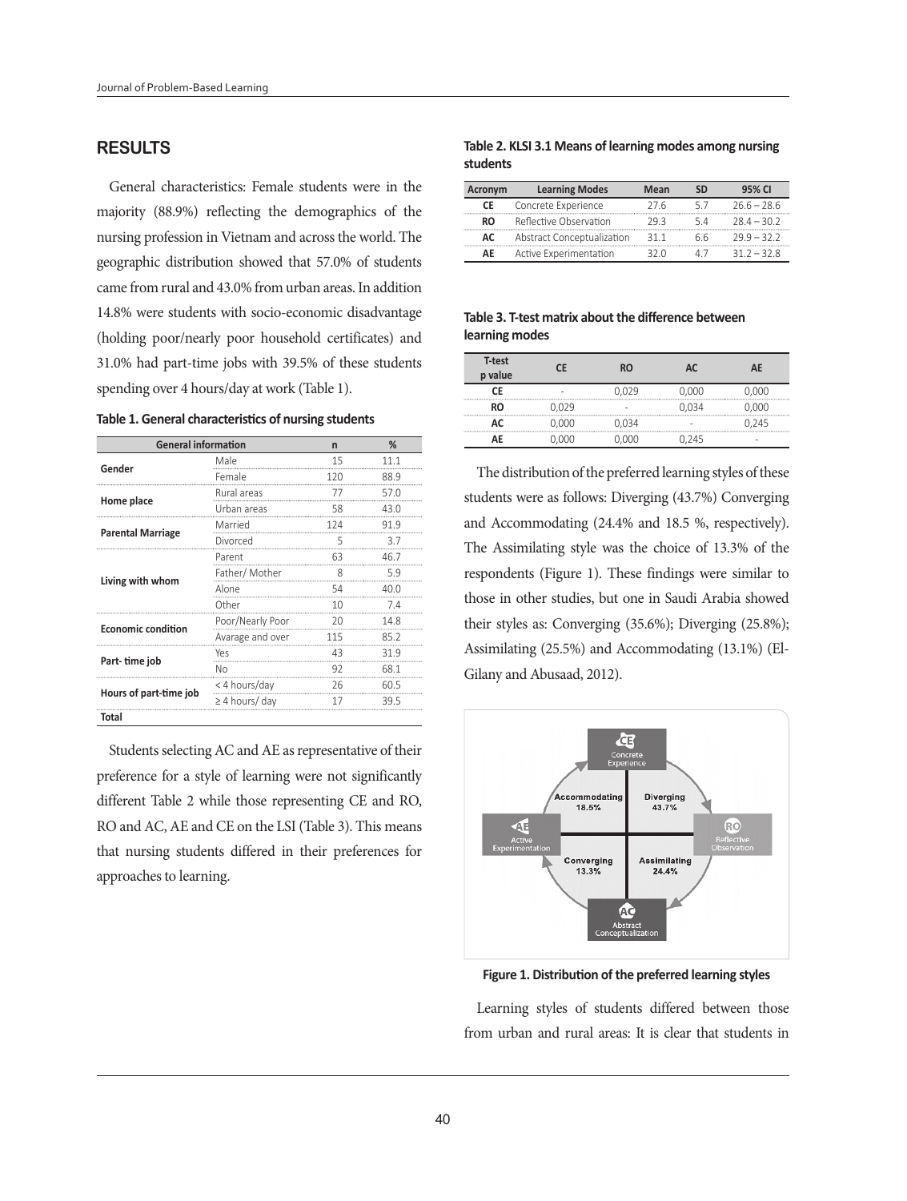## RESULTS

General characteristics: Female students were in the majority (88.9%) reflecting the demographics of the nursing profession in Vietnam and across the world. The geographic distribution showed that 57.0% of students came from rural and 43.0% from urban areas. In addition 14.8% were students with socio-economic disadvantage (holding poor/nearly poor household certificates) and 31.0% had part-time jobs with 39.5% of these students spending over 4 hours/day at work (Table 1).

**Table 1. General characteristics of nursing students**

| General information | | n | % |
|---|---|---|---|
| Gender | Male | 15 | 11.1 |
| | Female | 120 | 88.9 |
| Home place | Rural areas | 77 | 57.0 |
| | Urban areas | 58 | 43.0 |
| Parental Marriage | Married | 124 | 91.9 |
| | Divorced | 5 | 3.7 |
| Living with whom | Parent | 63 | 46.7 |
| | Father/ Mother | 8 | 5.9 |
| | Alone | 54 | 40.0 |
| | Other | 10 | 7.4 |
| Economic condition | Poor/Nearly Poor | 20 | 14.8 |
| | Avarage and over | 115 | 85.2 |
| Part- time job | Yes | 43 | 31.9 |
| | No | 92 | 68.1 |
| Hours of part-time job | < 4 hours/day | 26 | 60.5 |
| | ≥ 4 hours/ day | 17 | 39.5 |
| Total | | | |

Students selecting AC and AE as representative of their preference for a style of learning were not significantly different Table 2 while those representing CE and RO, RO and AC, AE and CE on the LSI (Table 3). This means that nursing students differed in their preferences for approaches to learning.

**Table 2. KLSI 3.1 Means of learning modes among nursing students**

| Acronym | Learning Modes | Mean | SD | 95% CI |
|---|---|---|---|---|
| CE | Concrete Experience | 27.6 | 5.7 | 26.6 – 28.6 |
| RO | Reflective Observation | 29.3 | 5.4 | 28.4 – 30.2 |
| AC | Abstract Conceptualization | 31.1 | 6.6 | 29.9 – 32.2 |
| AE | Active Experimentation | 32.0 | 4.7 | 31.2 – 32.8 |

**Table 3. T-test matrix about the difference between learning modes**

| T-test p value | CE | RO | AC | AE |
|---|---|---|---|---|
| CE | - | 0,029 | 0,000 | 0,000 |
| RO | 0,029 | - | 0,034 | 0,000 |
| AC | 0,000 | 0,034 | - | 0,245 |
| AE | 0,000 | 0,000 | 0,245 | - |

The distribution of the preferred learning styles of these students were as follows: Diverging (43.7%) Converging and Accommodating (24.4% and 18.5 %, respectively). The Assimilating style was the choice of 13.3% of the respondents (Figure 1). These findings were similar to those in other studies, but one in Saudi Arabia showed their styles as: Converging (35.6%); Diverging (25.8%); Assimilating (25.5%) and Accommodating (13.1%) (El-Gilany and Abusaad, 2012).

**Figure 1. Distribution of the preferred learning styles**

Learning styles of students differed between those from urban and rural areas: It is clear that students in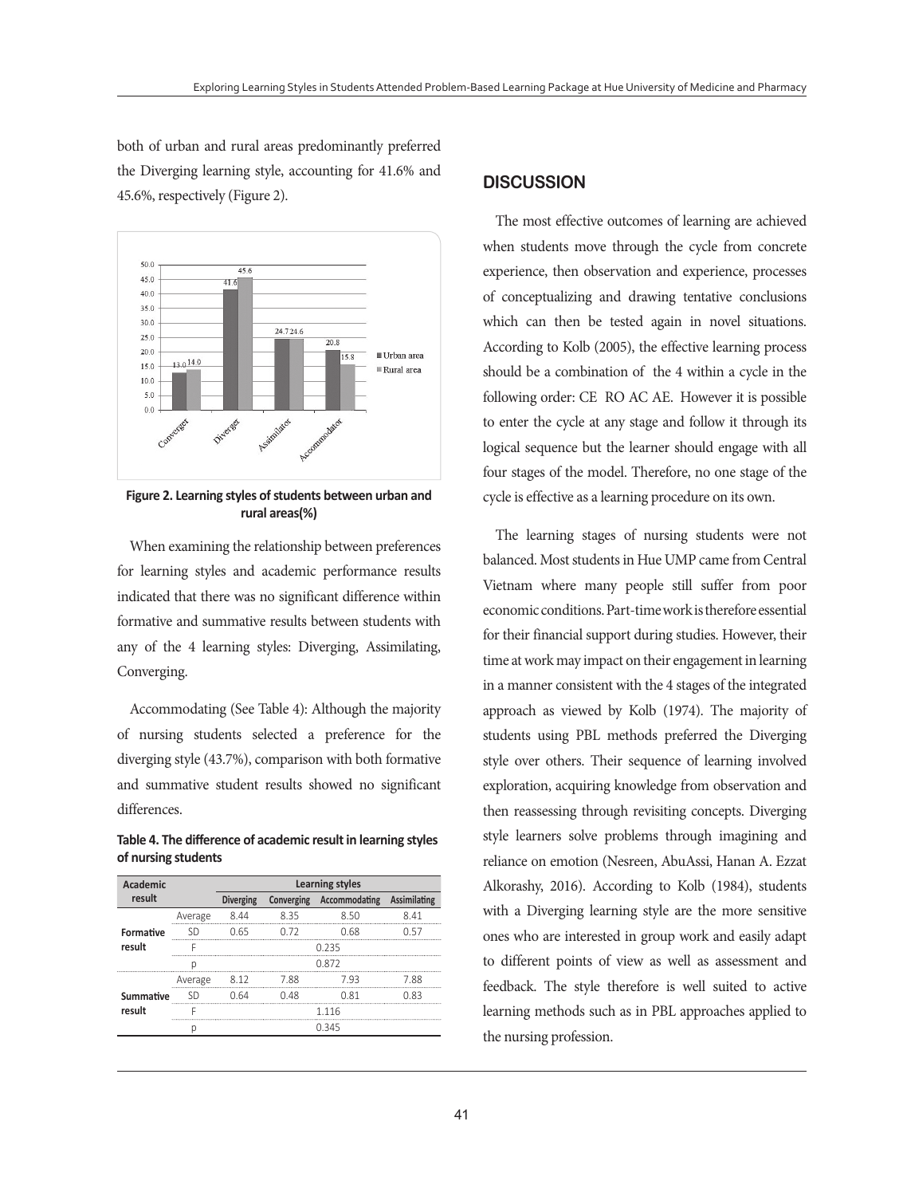both of urban and rural areas predominantly preferred the Diverging learning style, accounting for 41.6% and 45.6%, respectively (Figure 2).

**Figure 2. Learning styles of students between urban and rural areas(%)**

When examining the relationship between preferences for learning styles and academic performance results indicated that there was no significant difference within formative and summative results between students with any of the 4 learning styles: Diverging, Assimilating, Converging.

Accommodating (See Table 4): Although the majority of nursing students selected a preference for the diverging style (43.7%), comparison with both formative and summative student results showed no significant differences.

**Table 4. The difference of academic result in learning styles of nursing students**

| Academic result | | Learning styles | | | |
|---|---|---|---|---|---|
| | | Diverging | Converging | Accommodating | Assimilating |
| Formative result | Average | 8.44 | 8.35 | 8.50 | 8.41 |
| | SD | 0.65 | 0.72 | 0.68 | 0.57 |
| | F | 0.235 | | | |
| | p | 0.872 | | | |
| Summative result | Average | 8.12 | 7.88 | 7.93 | 7.88 |
| | SD | 0.64 | 0.48 | 0.81 | 0.83 |
| | F | 1.116 | | | |
| | p | 0.345 | | | |

## DISCUSSION

The most effective outcomes of learning are achieved when students move through the cycle from concrete experience, then observation and experience, processes of conceptualizing and drawing tentative conclusions which can then be tested again in novel situations. According to Kolb (2005), the effective learning process should be a combination of the 4 within a cycle in the following order: CE RO AC AE. However it is possible to enter the cycle at any stage and follow it through its logical sequence but the learner should engage with all four stages of the model. Therefore, no one stage of the cycle is effective as a learning procedure on its own.

The learning stages of nursing students were not balanced. Most students in Hue UMP came from Central Vietnam where many people still suffer from poor economic conditions. Part-time work is therefore essential for their financial support during studies. However, their time at work may impact on their engagement in learning in a manner consistent with the 4 stages of the integrated approach as viewed by Kolb (1974). The majority of students using PBL methods preferred the Diverging style over others. Their sequence of learning involved exploration, acquiring knowledge from observation and then reassessing through revisiting concepts. Diverging style learners solve problems through imagining and reliance on emotion (Nesreen, AbuAssi, Hanan A. Ezzat Alkorashy, 2016). According to Kolb (1984), students with a Diverging learning style are the more sensitive ones who are interested in group work and easily adapt to different points of view as well as assessment and feedback. The style therefore is well suited to active learning methods such as in PBL approaches applied to the nursing profession.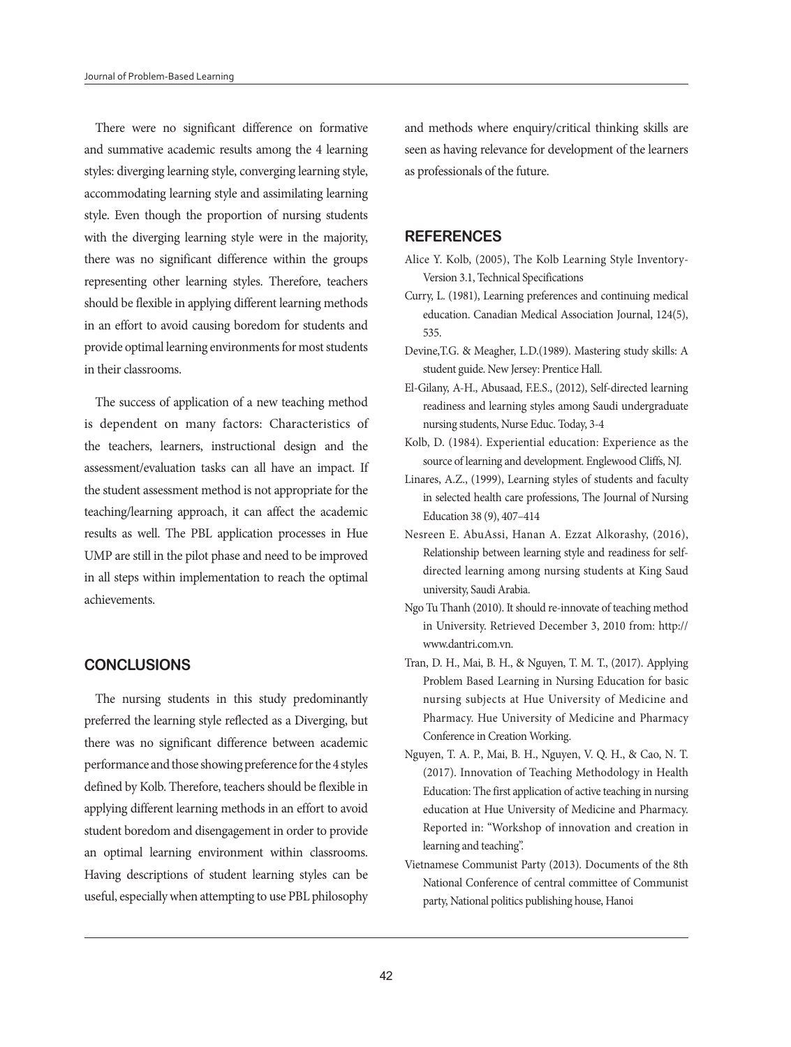There were no significant difference on formative and summative academic results among the 4 learning styles: diverging learning style, converging learning style, accommodating learning style and assimilating learning style. Even though the proportion of nursing students with the diverging learning style were in the majority, there was no significant difference within the groups representing other learning styles. Therefore, teachers should be flexible in applying different learning methods in an effort to avoid causing boredom for students and provide optimal learning environments for most students in their classrooms.

The success of application of a new teaching method is dependent on many factors: Characteristics of the teachers, learners, instructional design and the assessment/evaluation tasks can all have an impact. If the student assessment method is not appropriate for the teaching/learning approach, it can affect the academic results as well. The PBL application processes in Hue UMP are still in the pilot phase and need to be improved in all steps within implementation to reach the optimal achievements.

## CONCLUSIONS

The nursing students in this study predominantly preferred the learning style reflected as a Diverging, but there was no significant difference between academic performance and those showing preference for the 4 styles defined by Kolb. Therefore, teachers should be flexible in applying different learning methods in an effort to avoid student boredom and disengagement in order to provide an optimal learning environment within classrooms. Having descriptions of student learning styles can be useful, especially when attempting to use PBL philosophy and methods where enquiry/critical thinking skills are seen as having relevance for development of the learners as professionals of the future.

## REFERENCES

Alice Y. Kolb, (2005), The Kolb Learning Style Inventory-Version 3.1, Technical Specifications

Curry, L. (1981), Learning preferences and continuing medical education. Canadian Medical Association Journal, 124(5), 535.

Devine,T.G. & Meagher, L.D.(1989). Mastering study skills: A student guide. New Jersey: Prentice Hall.

El-Gilany, A-H., Abusaad, F.E.S., (2012), Self-directed learning readiness and learning styles among Saudi undergraduate nursing students, Nurse Educ. Today, 3-4

Kolb, D. (1984). Experiential education: Experience as the source of learning and development. Englewood Cliffs, NJ.

Linares, A.Z., (1999), Learning styles of students and faculty in selected health care professions, The Journal of Nursing Education 38 (9), 407–414

Nesreen E. AbuAssi, Hanan A. Ezzat Alkorashy, (2016), Relationship between learning style and readiness for self-directed learning among nursing students at King Saud university, Saudi Arabia.

Ngo Tu Thanh (2010). It should re-innovate of teaching method in University. Retrieved December 3, 2010 from: http://www.dantri.com.vn.

Tran, D. H., Mai, B. H., & Nguyen, T. M. T., (2017). Applying Problem Based Learning in Nursing Education for basic nursing subjects at Hue University of Medicine and Pharmacy. Hue University of Medicine and Pharmacy Conference in Creation Working.

Nguyen, T. A. P., Mai, B. H., Nguyen, V. Q. H., & Cao, N. T. (2017). Innovation of Teaching Methodology in Health Education: The first application of active teaching in nursing education at Hue University of Medicine and Pharmacy. Reported in: "Workshop of innovation and creation in learning and teaching".

Vietnamese Communist Party (2013). Documents of the 8th National Conference of central committee of Communist party, National politics publishing house, Hanoi